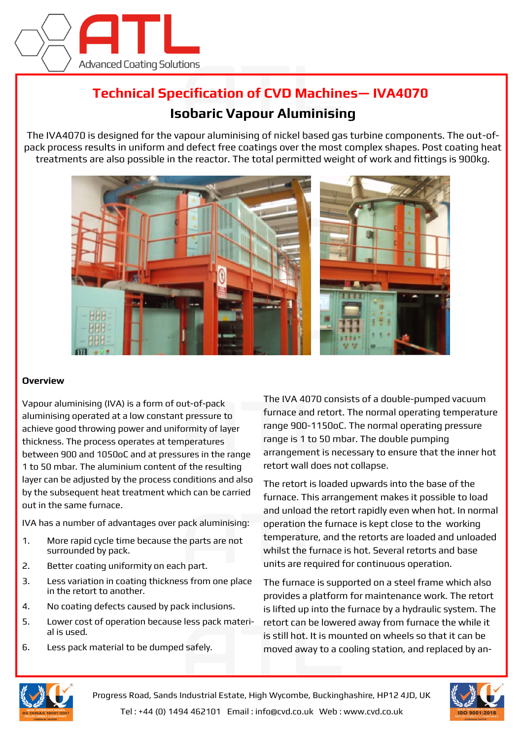# Technical Specification of CVD Machines— IVA4070

## Isobaric Vapour Aluminising

The IVA4070 is designed for the vapour aluminising of nickel based gas turbine components. The out-of-pack process results in uniform and defect free coatings over the most complex shapes. Post coating heat treatments are also possible in the reactor. The total permitted weight of work and fittings is 900kg.

### Overview

Vapour aluminising (IVA) is a form of out-of-pack aluminising operated at a low constant pressure to achieve good throwing power and uniformity of layer thickness. The process operates at temperatures between 900 and 1050oC and at pressures in the range 1 to 50 mbar. The aluminium content of the resulting layer can be adjusted by the process conditions and also by the subsequent heat treatment which can be carried out in the same furnace.

IVA has a number of advantages over pack aluminising:

1. More rapid cycle time because the parts are not surrounded by pack.
2. Better coating uniformity on each part.
3. Less variation in coating thickness from one place in the retort to another.
4. No coating defects caused by pack inclusions.
5. Lower cost of operation because less pack material is used.
6. Less pack material to be dumped safely.

The IVA 4070 consists of a double-pumped vacuum furnace and retort. The normal operating temperature range 900-1150oC. The normal operating pressure range is 1 to 50 mbar. The double pumping arrangement is necessary to ensure that the inner hot retort wall does not collapse.

The retort is loaded upwards into the base of the furnace. This arrangement makes it possible to load and unload the retort rapidly even when hot. In normal operation the furnace is kept close to the working temperature, and the retorts are loaded and unloaded whilst the furnace is hot. Several retorts and base units are required for continuous operation.

The furnace is supported on a steel frame which also provides a platform for maintenance work. The retort is lifted up into the furnace by a hydraulic system. The retort can be lowered away from furnace the while it is still hot. It is mounted on wheels so that it can be moved away to a cooling station, and replaced by an-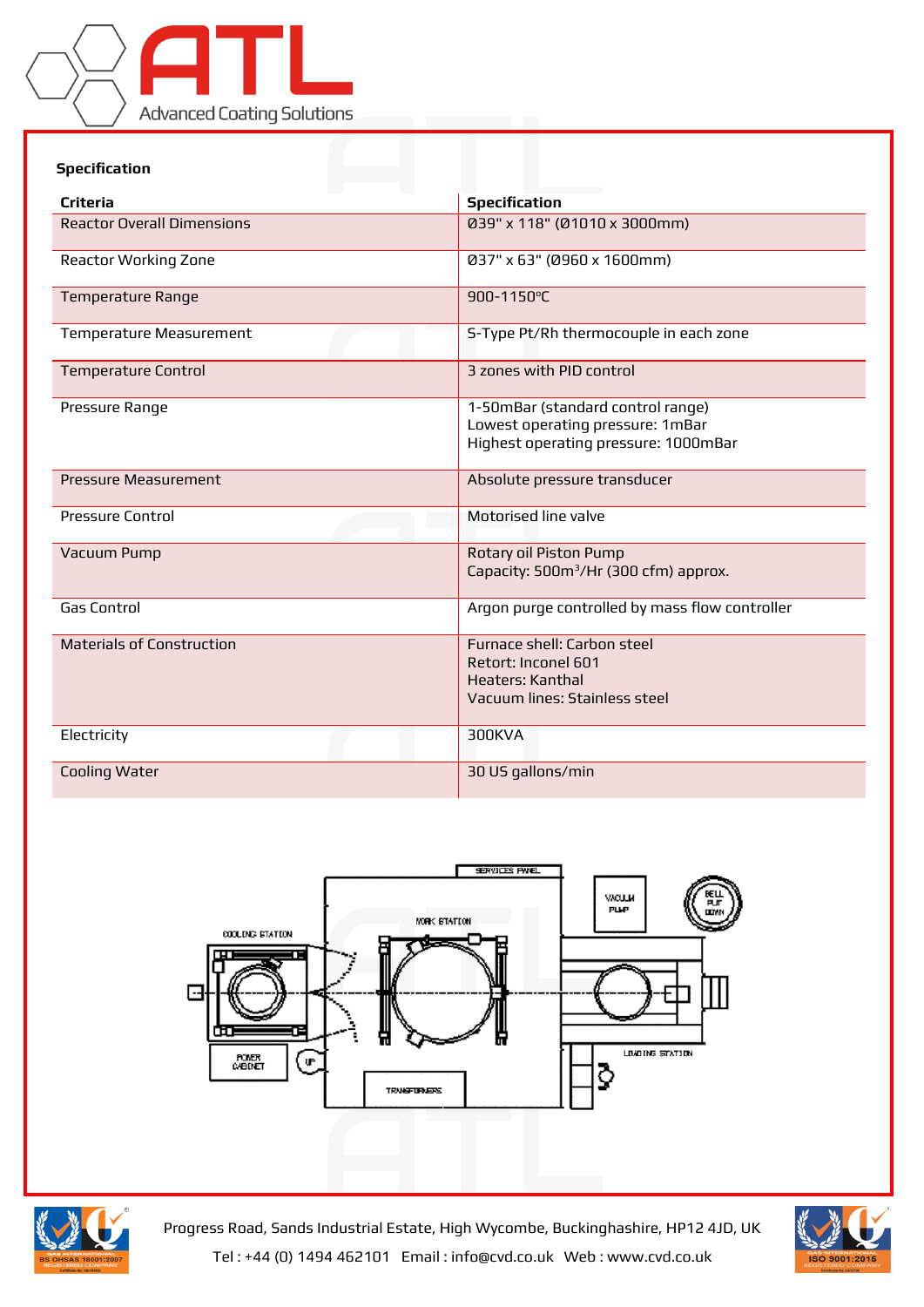## Specification

| Criteria | Specification |
| --- | --- |
| Reactor Overall Dimensions | Ø39" x 118" (Ø1010 x 3000mm) |
| Reactor Working Zone | Ø37" x 63" (Ø960 x 1600mm) |
| Temperature Range | 900-1150ºC |
| Temperature Measurement | S-Type Pt/Rh thermocouple in each zone |
| Temperature Control | 3 zones with PID control |
| Pressure Range | 1-50mBar (standard control range)<br>Lowest operating pressure: 1mBar<br>Highest operating pressure: 1000mBar |
| Pressure Measurement | Absolute pressure transducer |
| Pressure Control | Motorised line valve |
| Vacuum Pump | Rotary oil Piston Pump<br>Capacity: 500m$^3$/Hr (300 cfm) approx. |
| Gas Control | Argon purge controlled by mass flow controller |
| Materials of Construction | Furnace shell: Carbon steel<br>Retort: Inconel 601<br>Heaters: Kanthal<br>Vacuum lines: Stainless steel |
| Electricity | 300KVA |
| Cooling Water | 30 US gallons/min |

SERVICES PANEL
VACUUM PUMP
BELL PUT DOWN
WORK STATION
COOLING STATION
POWER CABINET
UP
TRANSFORMERS
LOADING STATION

Progress Road, Sands Industrial Estate, High Wycombe, Buckinghashire, HP12 4JD, UK

Tel : +44 (0) 1494 462101 Email : info@cvd.co.uk Web : www.cvd.co.uk